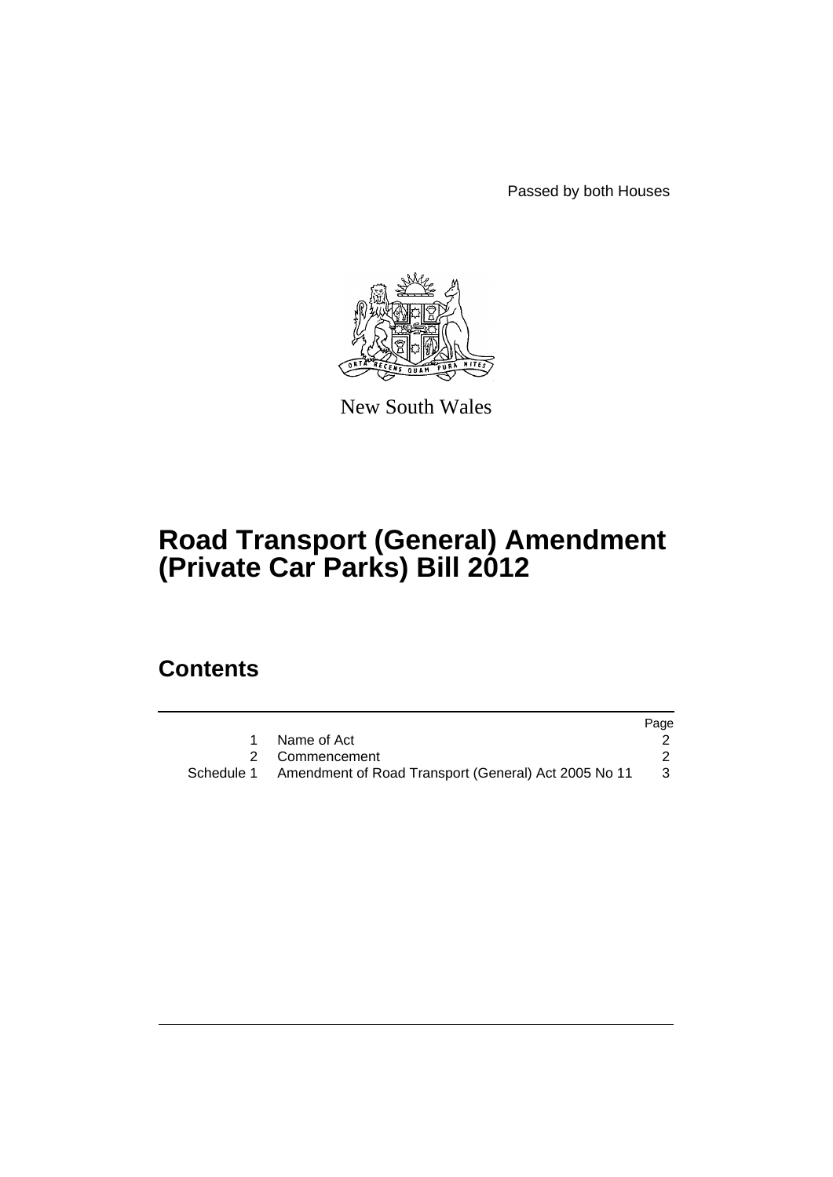Passed by both Houses

New South Wales

# Road Transport (General) Amendment (Private Car Parks) Bill 2012

## Contents

| | | Page |
|---|---|---|
| 1 | Name of Act | 2 |
| 2 | Commencement | 2 |
| Schedule 1 | Amendment of Road Transport (General) Act 2005 No 11 | 3 |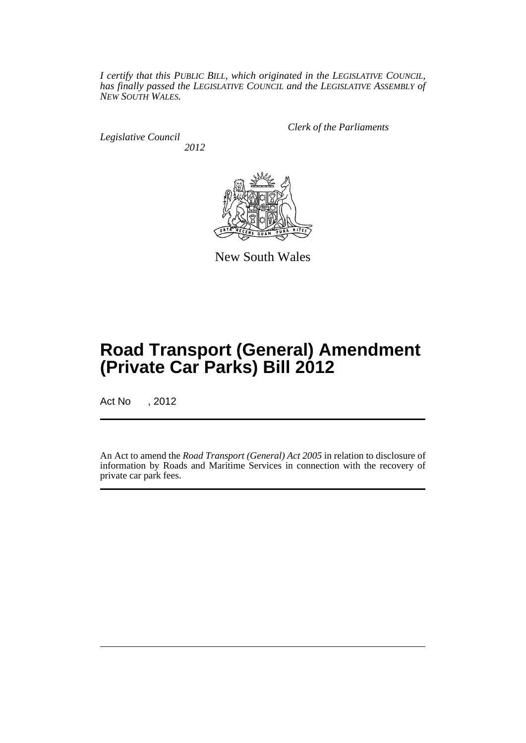*I certify that this PUBLIC BILL, which originated in the LEGISLATIVE COUNCIL, has finally passed the LEGISLATIVE COUNCIL and the LEGISLATIVE ASSEMBLY of NEW SOUTH WALES.*

*Clerk of the Parliaments*

*Legislative Council*

*2012*

New South Wales

# Road Transport (General) Amendment (Private Car Parks) Bill 2012

Act No , 2012

An Act to amend the *Road Transport (General) Act 2005* in relation to disclosure of information by Roads and Maritime Services in connection with the recovery of private car park fees.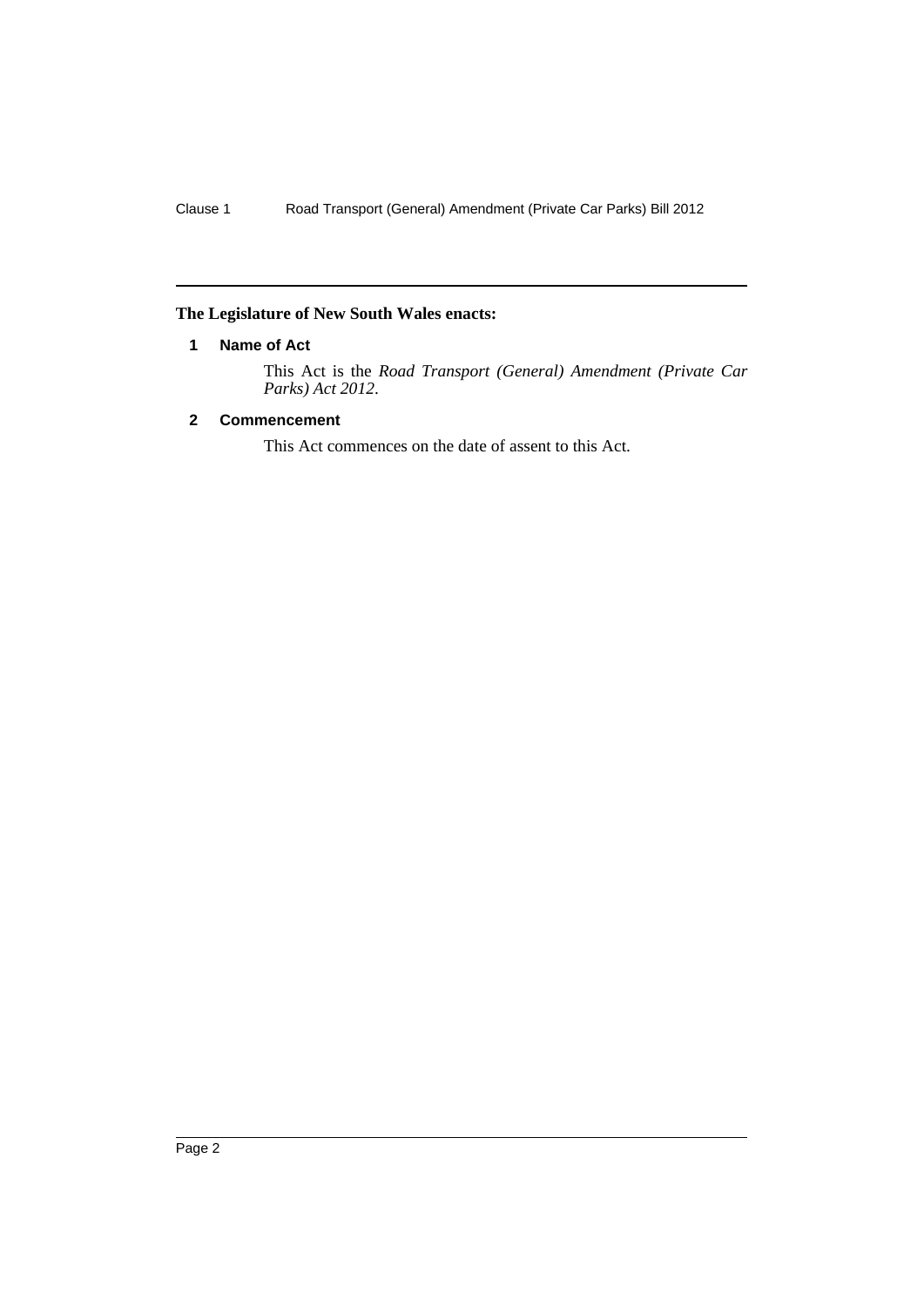**The Legislature of New South Wales enacts:**

## 1 Name of Act

This Act is the *Road Transport (General) Amendment (Private Car Parks) Act 2012*.

## 2 Commencement

This Act commences on the date of assent to this Act.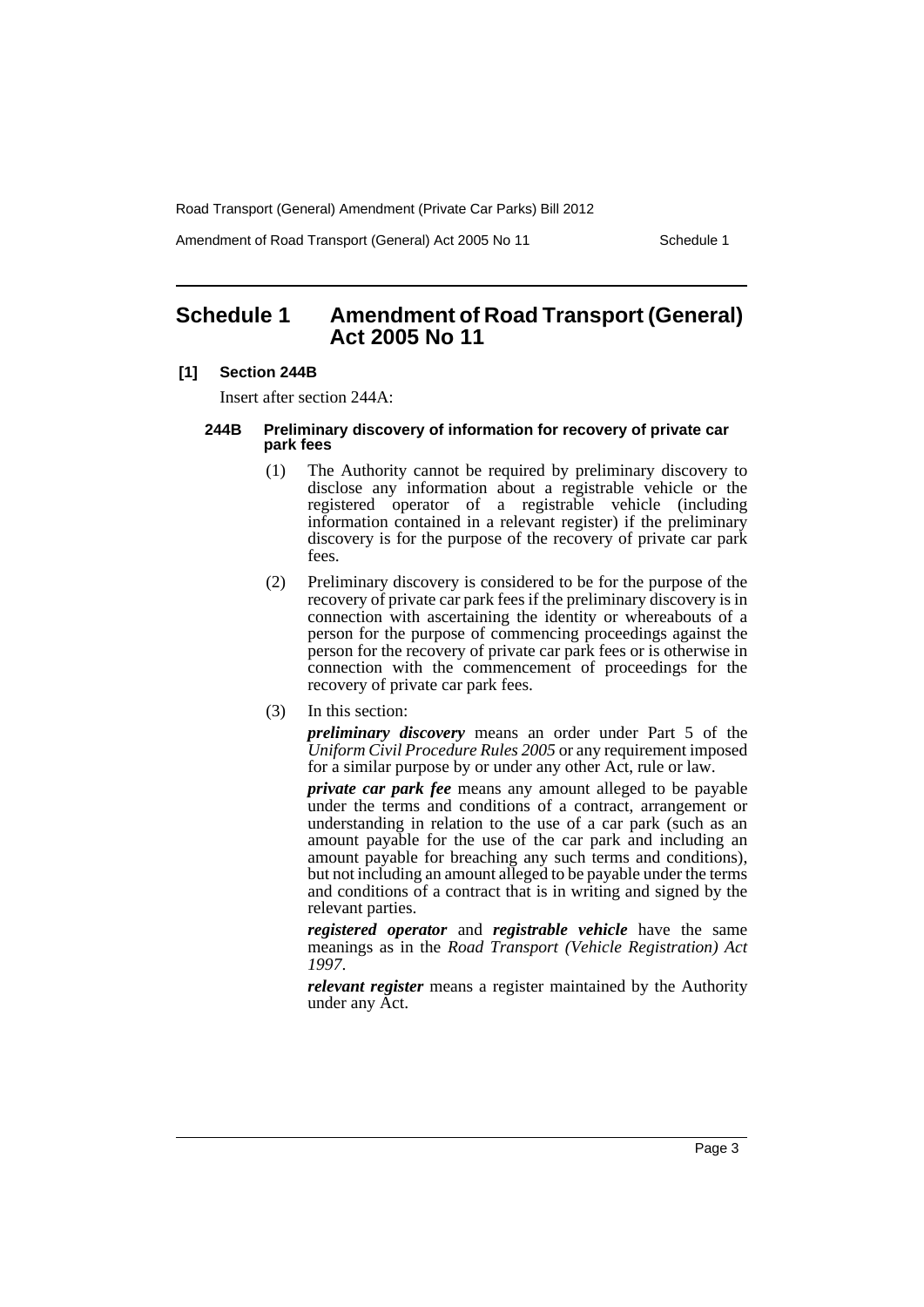# Schedule 1 Amendment of Road Transport (General) Act 2005 No 11

**[1] Section 244B**

Insert after section 244A:

#### 244B Preliminary discovery of information for recovery of private car park fees

(1) The Authority cannot be required by preliminary discovery to disclose any information about a registrable vehicle or the registered operator of a registrable vehicle (including information contained in a relevant register) if the preliminary discovery is for the purpose of the recovery of private car park fees.

(2) Preliminary discovery is considered to be for the purpose of the recovery of private car park fees if the preliminary discovery is in connection with ascertaining the identity or whereabouts of a person for the purpose of commencing proceedings against the person for the recovery of private car park fees or is otherwise in connection with the commencement of proceedings for the recovery of private car park fees.

(3) In this section:

***preliminary discovery*** means an order under Part 5 of the *Uniform Civil Procedure Rules 2005* or any requirement imposed for a similar purpose by or under any other Act, rule or law.

***private car park fee*** means any amount alleged to be payable under the terms and conditions of a contract, arrangement or understanding in relation to the use of a car park (such as an amount payable for the use of the car park and including an amount payable for breaching any such terms and conditions), but not including an amount alleged to be payable under the terms and conditions of a contract that is in writing and signed by the relevant parties.

***registered operator*** and ***registrable vehicle*** have the same meanings as in the *Road Transport (Vehicle Registration) Act 1997*.

***relevant register*** means a register maintained by the Authority under any Act.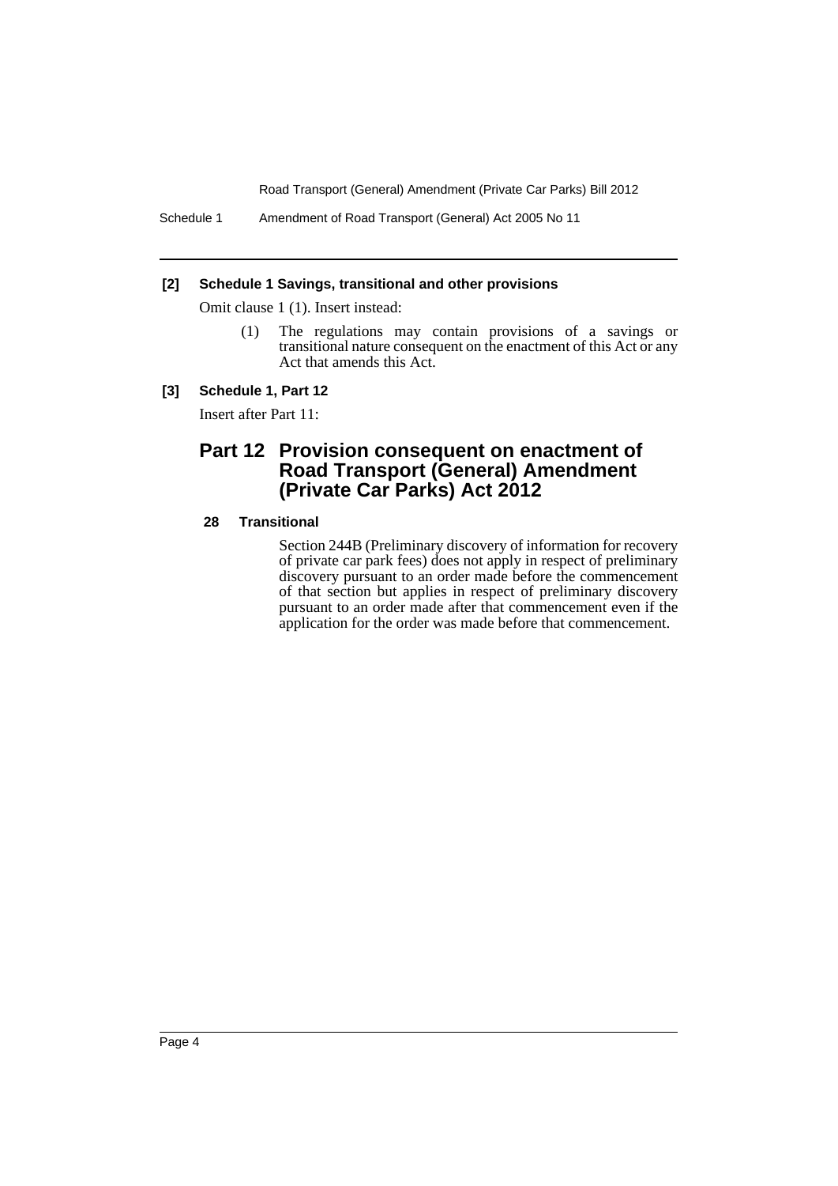**[2] Schedule 1 Savings, transitional and other provisions**

Omit clause 1 (1). Insert instead:

(1) The regulations may contain provisions of a savings or transitional nature consequent on the enactment of this Act or any Act that amends this Act.

**[3] Schedule 1, Part 12**

Insert after Part 11:

## Part 12 Provision consequent on enactment of Road Transport (General) Amendment (Private Car Parks) Act 2012

**28 Transitional**

Section 244B (Preliminary discovery of information for recovery of private car park fees) does not apply in respect of preliminary discovery pursuant to an order made before the commencement of that section but applies in respect of preliminary discovery pursuant to an order made after that commencement even if the application for the order was made before that commencement.